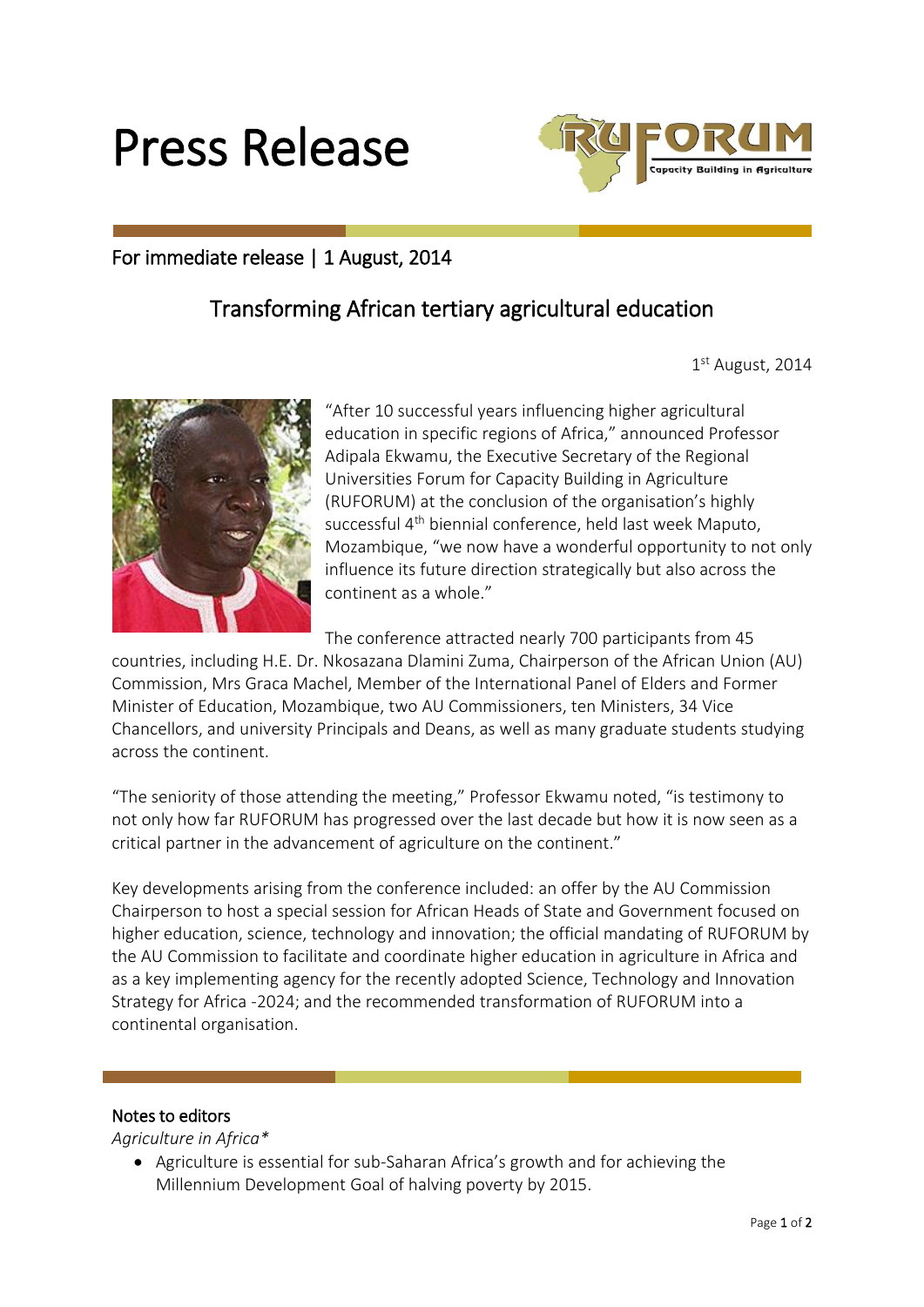# Press Release

For immediate release | 1 August, 2014

## Transforming African tertiary agricultural education

1st August, 2014

"After 10 successful years influencing higher agricultural education in specific regions of Africa," announced Professor Adipala Ekwamu, the Executive Secretary of the Regional Universities Forum for Capacity Building in Agriculture (RUFORUM) at the conclusion of the organisation's highly successful 4th biennial conference, held last week Maputo, Mozambique, "we now have a wonderful opportunity to not only influence its future direction strategically but also across the continent as a whole."

The conference attracted nearly 700 participants from 45 countries, including H.E. Dr. Nkosazana Dlamini Zuma, Chairperson of the African Union (AU) Commission, Mrs Graca Machel, Member of the International Panel of Elders and Former Minister of Education, Mozambique, two AU Commissioners, ten Ministers, 34 Vice Chancellors, and university Principals and Deans, as well as many graduate students studying across the continent.

"The seniority of those attending the meeting," Professor Ekwamu noted, "is testimony to not only how far RUFORUM has progressed over the last decade but how it is now seen as a critical partner in the advancement of agriculture on the continent."

Key developments arising from the conference included: an offer by the AU Commission Chairperson to host a special session for African Heads of State and Government focused on higher education, science, technology and innovation; the official mandating of RUFORUM by the AU Commission to facilitate and coordinate higher education in agriculture in Africa and as a key implementing agency for the recently adopted Science, Technology and Innovation Strategy for Africa -2024; and the recommended transformation of RUFORUM into a continental organisation.

### Notes to editors

*Agriculture in Africa**

- Agriculture is essential for sub-Saharan Africa's growth and for achieving the Millennium Development Goal of halving poverty by 2015.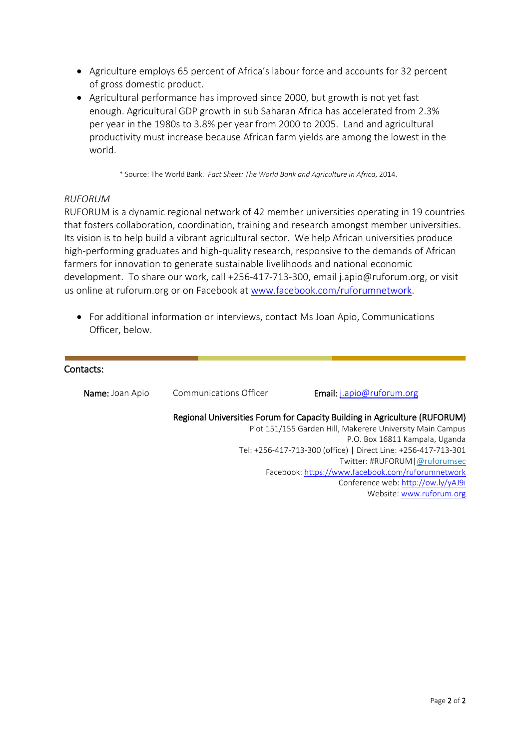- Agriculture employs 65 percent of Africa's labour force and accounts for 32 percent of gross domestic product.
- Agricultural performance has improved since 2000, but growth is not yet fast enough. Agricultural GDP growth in sub Saharan Africa has accelerated from 2.3% per year in the 1980s to 3.8% per year from 2000 to 2005. Land and agricultural productivity must increase because African farm yields are among the lowest in the world.

\* Source: The World Bank. *Fact Sheet: The World Bank and Agriculture in Africa*, 2014.

*RUFORUM*

RUFORUM is a dynamic regional network of 42 member universities operating in 19 countries that fosters collaboration, coordination, training and research amongst member universities. Its vision is to help build a vibrant agricultural sector. We help African universities produce high-performing graduates and high-quality research, responsive to the demands of African farmers for innovation to generate sustainable livelihoods and national economic development. To share our work, call +256-417-713-300, email j.apio@ruforum.org, or visit us online at ruforum.org or on Facebook at www.facebook.com/ruforumnetwork.

- For additional information or interviews, contact Ms Joan Apio, Communications Officer, below.

---

Contacts:

**Name:** Joan Apio    Communications Officer    **Email:** j.apio@ruforum.org

**Regional Universities Forum for Capacity Building in Agriculture (RUFORUM)**
Plot 151/155 Garden Hill, Makerere University Main Campus
P.O. Box 16811 Kampala, Uganda
Tel: +256-417-713-300 (office) | Direct Line: +256-417-713-301
Twitter: #RUFORUM|@ruforumsec
Facebook: https://www.facebook.com/ruforumnetwork
Conference web: http://ow.ly/yAJ9i
Website: www.ruforum.org